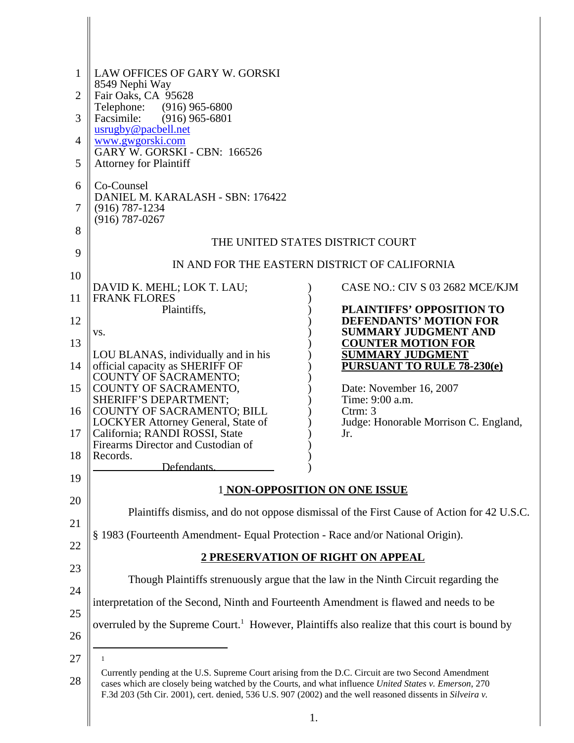LAW OFFICES OF GARY W. GORSKI
8549 Nephi Way
Fair Oaks, CA 95628
Telephone: (916) 965-6800
Facsimile: (916) 965-6801
usrugby@pacbell.net
www.gwgorski.com
GARY W. GORSKI - CBN: 166526
Attorney for Plaintiff

Co-Counsel
DANIEL M. KARALASH - SBN: 176422
(916) 787-1234
(916) 787-0267

THE UNITED STATES DISTRICT COURT

IN AND FOR THE EASTERN DISTRICT OF CALIFORNIA

DAVID K. MEHL; LOK T. LAU; FRANK FLORES
Plaintiffs,

vs.

LOU BLANAS, individually and in his official capacity as SHERIFF OF COUNTY OF SACRAMENTO; COUNTY OF SACRAMENTO, SHERIFF'S DEPARTMENT; COUNTY OF SACRAMENTO; BILL LOCKYER Attorney General, State of California; RANDI ROSSI, State Firearms Director and Custodian of Records.
Defendants.

CASE NO.: CIV S 03 2682 MCE/KJM

**PLAINTIFFS' OPPOSITION TO DEFENDANTS' MOTION FOR SUMMARY JUDGMENT AND COUNTER MOTION FOR SUMMARY JUDGMENT PURSUANT TO RULE 78-230(e)**

Date: November 16, 2007
Time: 9:00 a.m.
Ctrm: 3
Judge: Honorable Morrison C. England, Jr.

## 1 NON-OPPOSITION ON ONE ISSUE

Plaintiffs dismiss, and do not oppose dismissal of the First Cause of Action for 42 U.S.C. § 1983 (Fourteenth Amendment- Equal Protection - Race and/or National Origin).

## 2 PRESERVATION OF RIGHT ON APPEAL

Though Plaintiffs strenuously argue that the law in the Ninth Circuit regarding the interpretation of the Second, Ninth and Fourteenth Amendment is flawed and needs to be overruled by the Supreme Court.[1] However, Plaintiffs also realize that this court is bound by

---

[1] Currently pending at the U.S. Supreme Court arising from the D.C. Circuit are two Second Amendment cases which are closely being watched by the Courts, and what influence *United States v. Emerson*, 270 F.3d 203 (5th Cir. 2001), cert. denied, 536 U.S. 907 (2002) and the well reasoned dissents in *Silveira v.*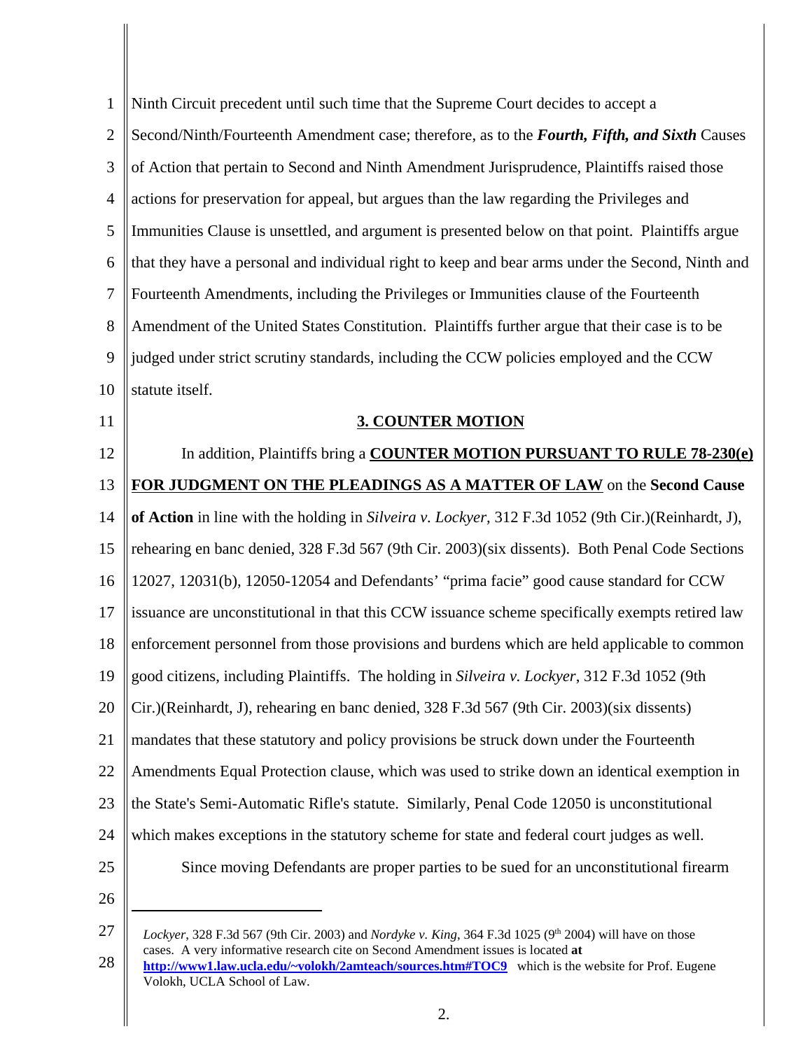Ninth Circuit precedent until such time that the Supreme Court decides to accept a Second/Ninth/Fourteenth Amendment case; therefore, as to the ***Fourth, Fifth, and Sixth*** Causes of Action that pertain to Second and Ninth Amendment Jurisprudence, Plaintiffs raised those actions for preservation for appeal, but argues than the law regarding the Privileges and Immunities Clause is unsettled, and argument is presented below on that point. Plaintiffs argue that they have a personal and individual right to keep and bear arms under the Second, Ninth and Fourteenth Amendments, including the Privileges or Immunities clause of the Fourteenth Amendment of the United States Constitution. Plaintiffs further argue that their case is to be judged under strict scrutiny standards, including the CCW policies employed and the CCW statute itself.

## 3. COUNTER MOTION

In addition, Plaintiffs bring a **COUNTER MOTION PURSUANT TO RULE 78-230(e) FOR JUDGMENT ON THE PLEADINGS AS A MATTER OF LAW** on the **Second Cause of Action** in line with the holding in *Silveira v. Lockyer*, 312 F.3d 1052 (9th Cir.)(Reinhardt, J), rehearing en banc denied, 328 F.3d 567 (9th Cir. 2003)(six dissents). Both Penal Code Sections 12027, 12031(b), 12050-12054 and Defendants' "prima facie" good cause standard for CCW issuance are unconstitutional in that this CCW issuance scheme specifically exempts retired law enforcement personnel from those provisions and burdens which are held applicable to common good citizens, including Plaintiffs. The holding in *Silveira v. Lockyer*, 312 F.3d 1052 (9th Cir.)(Reinhardt, J), rehearing en banc denied, 328 F.3d 567 (9th Cir. 2003)(six dissents) mandates that these statutory and policy provisions be struck down under the Fourteenth Amendments Equal Protection clause, which was used to strike down an identical exemption in the State's Semi-Automatic Rifle's statute. Similarly, Penal Code 12050 is unconstitutional which makes exceptions in the statutory scheme for state and federal court judges as well.

Since moving Defendants are proper parties to be sued for an unconstitutional firearm

---

*Lockyer*, 328 F.3d 567 (9th Cir. 2003) and *Nordyke v. King*, 364 F.3d 1025 (9th 2004) will have on those cases. A very informative research cite on Second Amendment issues is located **at** **http://www1.law.ucla.edu/~volokh/2amteach/sources.htm#TOC9** which is the website for Prof. Eugene Volokh, UCLA School of Law.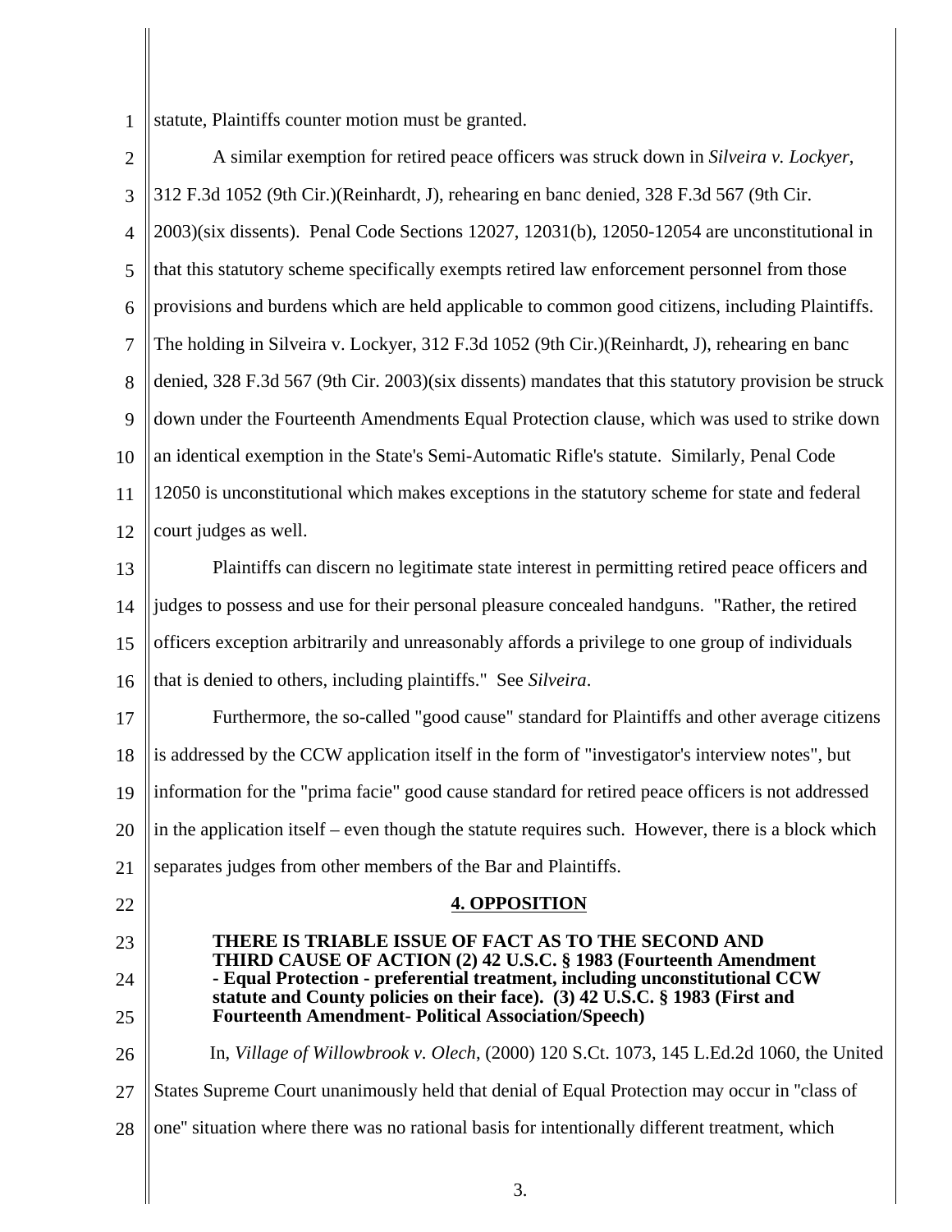statute, Plaintiffs counter motion must be granted.

A similar exemption for retired peace officers was struck down in *Silveira v. Lockyer*, 312 F.3d 1052 (9th Cir.)(Reinhardt, J), rehearing en banc denied, 328 F.3d 567 (9th Cir. 2003)(six dissents). Penal Code Sections 12027, 12031(b), 12050-12054 are unconstitutional in that this statutory scheme specifically exempts retired law enforcement personnel from those provisions and burdens which are held applicable to common good citizens, including Plaintiffs. The holding in Silveira v. Lockyer, 312 F.3d 1052 (9th Cir.)(Reinhardt, J), rehearing en banc denied, 328 F.3d 567 (9th Cir. 2003)(six dissents) mandates that this statutory provision be struck down under the Fourteenth Amendments Equal Protection clause, which was used to strike down an identical exemption in the State's Semi-Automatic Rifle's statute. Similarly, Penal Code 12050 is unconstitutional which makes exceptions in the statutory scheme for state and federal court judges as well.

Plaintiffs can discern no legitimate state interest in permitting retired peace officers and judges to possess and use for their personal pleasure concealed handguns. "Rather, the retired officers exception arbitrarily and unreasonably affords a privilege to one group of individuals that is denied to others, including plaintiffs." See *Silveira*.

Furthermore, the so-called "good cause" standard for Plaintiffs and other average citizens is addressed by the CCW application itself in the form of "investigator's interview notes", but information for the "prima facie" good cause standard for retired peace officers is not addressed in the application itself – even though the statute requires such. However, there is a block which separates judges from other members of the Bar and Plaintiffs.

## 4. OPPOSITION

**THERE IS TRIABLE ISSUE OF FACT AS TO THE SECOND AND THIRD CAUSE OF ACTION (2) 42 U.S.C. § 1983 (Fourteenth Amendment - Equal Protection - preferential treatment, including unconstitutional CCW statute and County policies on their face). (3) 42 U.S.C. § 1983 (First and Fourteenth Amendment- Political Association/Speech)**

In, *Village of Willowbrook v. Olech*, (2000) 120 S.Ct. 1073, 145 L.Ed.2d 1060, the United States Supreme Court unanimously held that denial of Equal Protection may occur in "class of one" situation where there was no rational basis for intentionally different treatment, which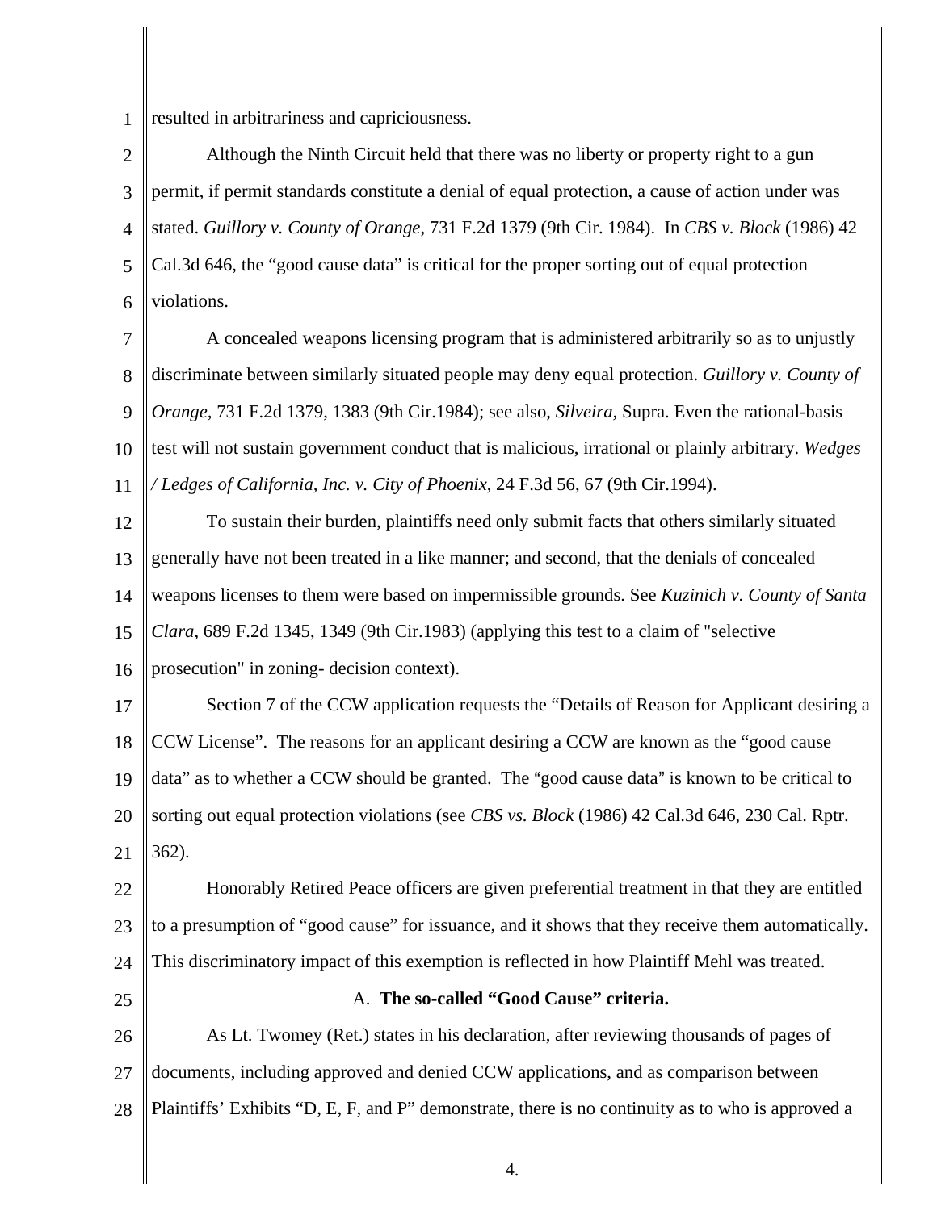resulted in arbitrariness and capriciousness.

Although the Ninth Circuit held that there was no liberty or property right to a gun permit, if permit standards constitute a denial of equal protection, a cause of action under was stated. *Guillory v. County of Orange*, 731 F.2d 1379 (9th Cir. 1984). In *CBS v. Block* (1986) 42 Cal.3d 646, the "good cause data" is critical for the proper sorting out of equal protection violations.

A concealed weapons licensing program that is administered arbitrarily so as to unjustly discriminate between similarly situated people may deny equal protection. *Guillory v. County of Orange*, 731 F.2d 1379, 1383 (9th Cir.1984); see also, *Silveira*, Supra. Even the rational-basis test will not sustain government conduct that is malicious, irrational or plainly arbitrary. *Wedges / Ledges of California, Inc. v. City of Phoenix*, 24 F.3d 56, 67 (9th Cir.1994).

To sustain their burden, plaintiffs need only submit facts that others similarly situated generally have not been treated in a like manner; and second, that the denials of concealed weapons licenses to them were based on impermissible grounds. See *Kuzinich v. County of Santa Clara*, 689 F.2d 1345, 1349 (9th Cir.1983) (applying this test to a claim of "selective prosecution" in zoning- decision context).

Section 7 of the CCW application requests the "Details of Reason for Applicant desiring a CCW License". The reasons for an applicant desiring a CCW are known as the "good cause data" as to whether a CCW should be granted. The "good cause data" is known to be critical to sorting out equal protection violations (see *CBS vs. Block* (1986) 42 Cal.3d 646, 230 Cal. Rptr. 362).

Honorably Retired Peace officers are given preferential treatment in that they are entitled to a presumption of "good cause" for issuance, and it shows that they receive them automatically. This discriminatory impact of this exemption is reflected in how Plaintiff Mehl was treated.

### A. **The so-called "Good Cause" criteria.**

As Lt. Twomey (Ret.) states in his declaration, after reviewing thousands of pages of documents, including approved and denied CCW applications, and as comparison between Plaintiffs' Exhibits "D, E, F, and P" demonstrate, there is no continuity as to who is approved a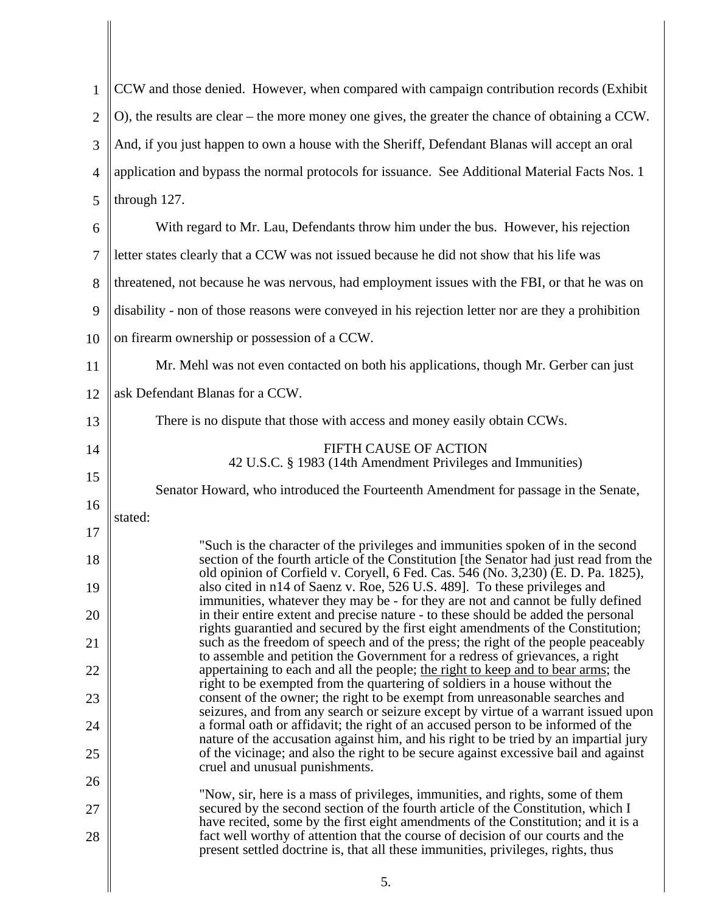CCW and those denied. However, when compared with campaign contribution records (Exhibit O), the results are clear – the more money one gives, the greater the chance of obtaining a CCW. And, if you just happen to own a house with the Sheriff, Defendant Blanas will accept an oral application and bypass the normal protocols for issuance. See Additional Material Facts Nos. 1 through 127.

With regard to Mr. Lau, Defendants throw him under the bus. However, his rejection letter states clearly that a CCW was not issued because he did not show that his life was threatened, not because he was nervous, had employment issues with the FBI, or that he was on disability - non of those reasons were conveyed in his rejection letter nor are they a prohibition on firearm ownership or possession of a CCW.

Mr. Mehl was not even contacted on both his applications, though Mr. Gerber can just ask Defendant Blanas for a CCW.

There is no dispute that those with access and money easily obtain CCWs.

FIFTH CAUSE OF ACTION
42 U.S.C. § 1983 (14th Amendment Privileges and Immunities)

Senator Howard, who introduced the Fourteenth Amendment for passage in the Senate, stated:

> "Such is the character of the privileges and immunities spoken of in the second section of the fourth article of the Constitution [the Senator had just read from the old opinion of Corfield v. Coryell, 6 Fed. Cas. 546 (No. 3,230) (E. D. Pa. 1825), also cited in n14 of Saenz v. Roe, 526 U.S. 489]. To these privileges and immunities, whatever they may be - for they are not and cannot be fully defined in their entire extent and precise nature - to these should be added the personal rights guarantied and secured by the first eight amendments of the Constitution; such as the freedom of speech and of the press; the right of the people peaceably to assemble and petition the Government for a redress of grievances, a right appertaining to each and all the people; <u>the right to keep and to bear arms</u>; the right to be exempted from the quartering of soldiers in a house without the consent of the owner; the right to be exempt from unreasonable searches and seizures, and from any search or seizure except by virtue of a warrant issued upon a formal oath or affidavit; the right of an accused person to be informed of the nature of the accusation against him, and his right to be tried by an impartial jury of the vicinage; and also the right to be secure against excessive bail and against cruel and unusual punishments.
>
> "Now, sir, here is a mass of privileges, immunities, and rights, some of them secured by the second section of the fourth article of the Constitution, which I have recited, some by the first eight amendments of the Constitution; and it is a fact well worthy of attention that the course of decision of our courts and the present settled doctrine is, that all these immunities, privileges, rights, thus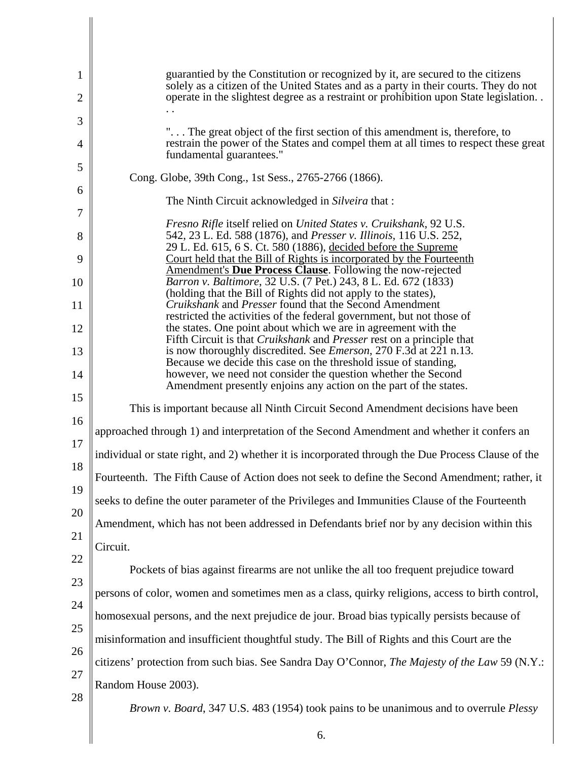guarantied by the Constitution or recognized by it, are secured to the citizens solely as a citizen of the United States and as a party in their courts. They do not operate in the slightest degree as a restraint or prohibition upon State legislation. . . .

> ". . . The great object of the first section of this amendment is, therefore, to restrain the power of the States and compel them at all times to respect these great fundamental guarantees."

Cong. Globe, 39th Cong., 1st Sess., 2765-2766 (1866).

The Ninth Circuit acknowledged in *Silveira* that :

> *Fresno Rifle* itself relied on *United States v. Cruikshank*, 92 U.S. 542, 23 L. Ed. 588 (1876), and *Presser v. Illinois*, 116 U.S. 252, 29 L. Ed. 615, 6 S. Ct. 580 (1886), <u>decided before the Supreme Court held that the Bill of Rights is incorporated by the Fourteenth Amendment's **Due Process Clause**</u>. Following the now-rejected *Barron v. Baltimore*, 32 U.S. (7 Pet.) 243, 8 L. Ed. 672 (1833) (holding that the Bill of Rights did not apply to the states), *Cruikshank* and *Presser* found that the Second Amendment restricted the activities of the federal government, but not those of the states. One point about which we are in agreement with the Fifth Circuit is that *Cruikshank* and *Presser* rest on a principle that is now thoroughly discredited. See *Emerson*, 270 F.3d at 221 n.13. Because we decide this case on the threshold issue of standing, however, we need not consider the question whether the Second Amendment presently enjoins any action on the part of the states.

This is important because all Ninth Circuit Second Amendment decisions have been approached through 1) and interpretation of the Second Amendment and whether it confers an individual or state right, and 2) whether it is incorporated through the Due Process Clause of the Fourteenth. The Fifth Cause of Action does not seek to define the Second Amendment; rather, it seeks to define the outer parameter of the Privileges and Immunities Clause of the Fourteenth Amendment, which has not been addressed in Defendants brief nor by any decision within this Circuit.

Pockets of bias against firearms are not unlike the all too frequent prejudice toward persons of color, women and sometimes men as a class, quirky religions, access to birth control, homosexual persons, and the next prejudice de jour. Broad bias typically persists because of misinformation and insufficient thoughtful study. The Bill of Rights and this Court are the citizens' protection from such bias. See Sandra Day O'Connor, *The Majesty of the Law* 59 (N.Y.: Random House 2003).

*Brown v. Board*, 347 U.S. 483 (1954) took pains to be unanimous and to overrule *Plessy*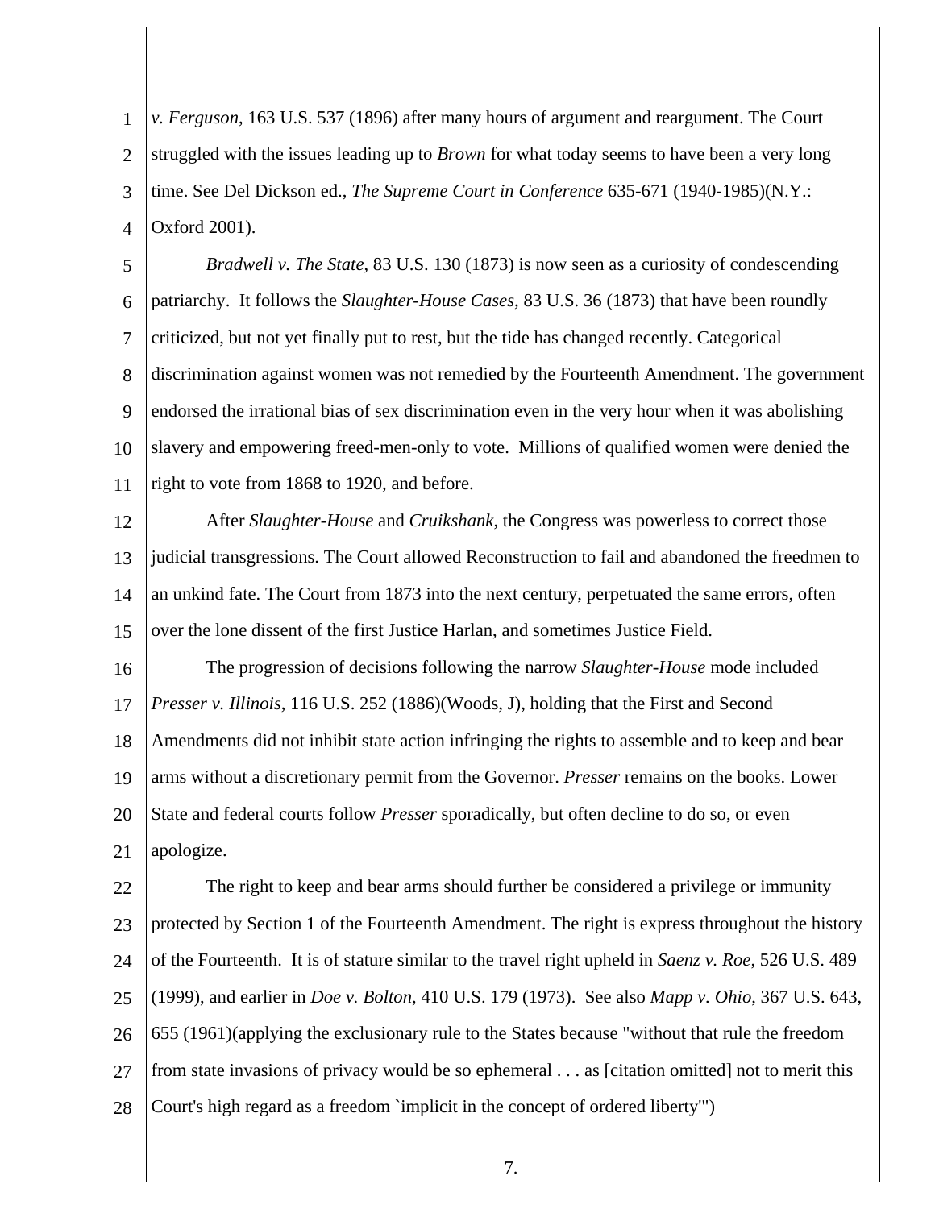*v. Ferguson*, 163 U.S. 537 (1896) after many hours of argument and reargument. The Court struggled with the issues leading up to *Brown* for what today seems to have been a very long time. See Del Dickson ed., *The Supreme Court in Conference* 635-671 (1940-1985)(N.Y.: Oxford 2001).

*Bradwell v. The State*, 83 U.S. 130 (1873) is now seen as a curiosity of condescending patriarchy. It follows the *Slaughter-House Cases*, 83 U.S. 36 (1873) that have been roundly criticized, but not yet finally put to rest, but the tide has changed recently. Categorical discrimination against women was not remedied by the Fourteenth Amendment. The government endorsed the irrational bias of sex discrimination even in the very hour when it was abolishing slavery and empowering freed-men-only to vote. Millions of qualified women were denied the right to vote from 1868 to 1920, and before.

After *Slaughter-House* and *Cruikshank*, the Congress was powerless to correct those judicial transgressions. The Court allowed Reconstruction to fail and abandoned the freedmen to an unkind fate. The Court from 1873 into the next century, perpetuated the same errors, often over the lone dissent of the first Justice Harlan, and sometimes Justice Field.

The progression of decisions following the narrow *Slaughter-House* mode included *Presser v. Illinois*, 116 U.S. 252 (1886)(Woods, J), holding that the First and Second Amendments did not inhibit state action infringing the rights to assemble and to keep and bear arms without a discretionary permit from the Governor. *Presser* remains on the books. Lower State and federal courts follow *Presser* sporadically, but often decline to do so, or even apologize.

The right to keep and bear arms should further be considered a privilege or immunity protected by Section 1 of the Fourteenth Amendment. The right is express throughout the history of the Fourteenth. It is of stature similar to the travel right upheld in *Saenz v. Roe*, 526 U.S. 489 (1999), and earlier in *Doe v. Bolton*, 410 U.S. 179 (1973). See also *Mapp v. Ohio*, 367 U.S. 643, 655 (1961)(applying the exclusionary rule to the States because "without that rule the freedom from state invasions of privacy would be so ephemeral . . . as [citation omitted] not to merit this Court's high regard as a freedom `implicit in the concept of ordered liberty'")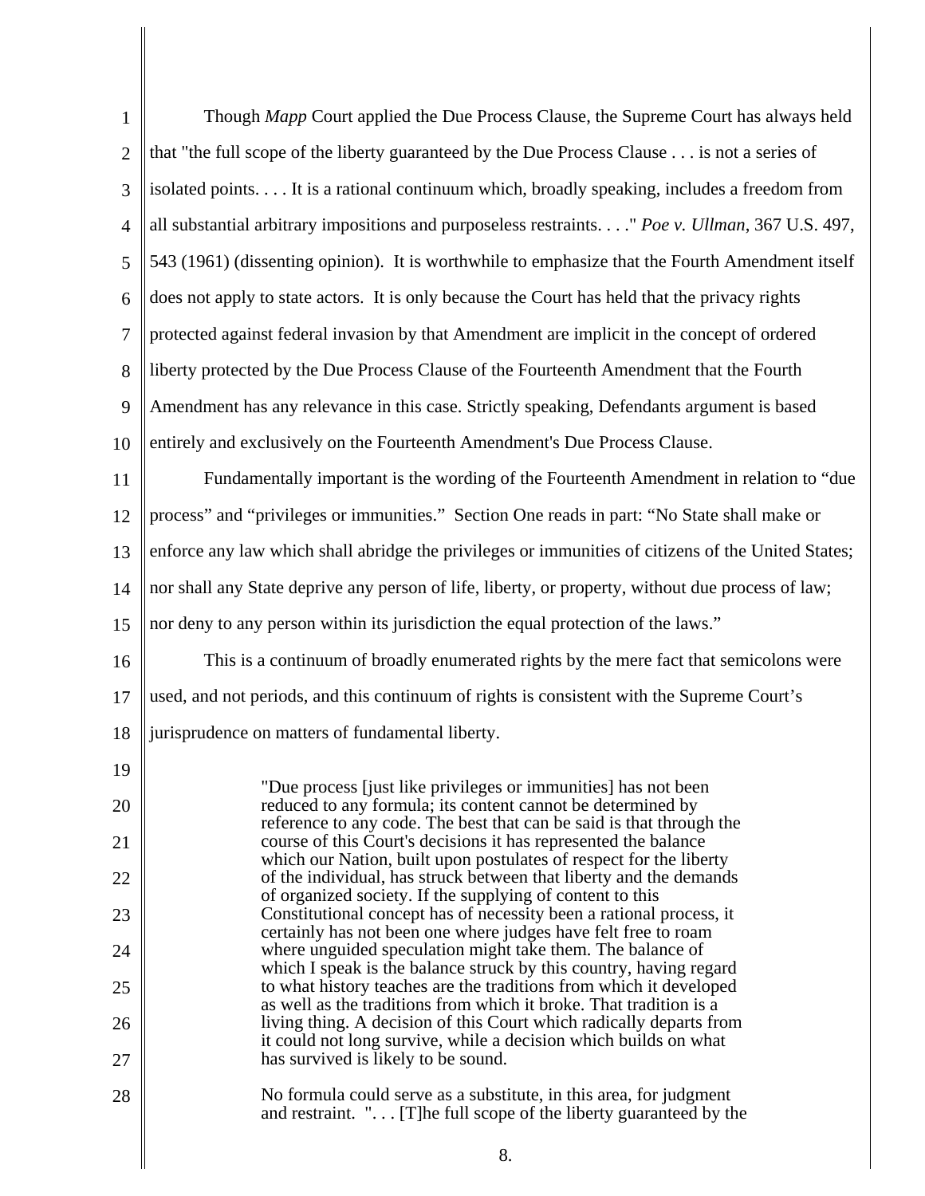Though *Mapp* Court applied the Due Process Clause, the Supreme Court has always held that "the full scope of the liberty guaranteed by the Due Process Clause . . . is not a series of isolated points. . . . It is a rational continuum which, broadly speaking, includes a freedom from all substantial arbitrary impositions and purposeless restraints. . . ." *Poe v. Ullman*, 367 U.S. 497, 543 (1961) (dissenting opinion). It is worthwhile to emphasize that the Fourth Amendment itself does not apply to state actors. It is only because the Court has held that the privacy rights protected against federal invasion by that Amendment are implicit in the concept of ordered liberty protected by the Due Process Clause of the Fourteenth Amendment that the Fourth Amendment has any relevance in this case. Strictly speaking, Defendants argument is based entirely and exclusively on the Fourteenth Amendment's Due Process Clause.

Fundamentally important is the wording of the Fourteenth Amendment in relation to "due process" and "privileges or immunities." Section One reads in part: "No State shall make or enforce any law which shall abridge the privileges or immunities of citizens of the United States; nor shall any State deprive any person of life, liberty, or property, without due process of law; nor deny to any person within its jurisdiction the equal protection of the laws."

This is a continuum of broadly enumerated rights by the mere fact that semicolons were used, and not periods, and this continuum of rights is consistent with the Supreme Court's jurisprudence on matters of fundamental liberty.

> "Due process [just like privileges or immunities] has not been reduced to any formula; its content cannot be determined by reference to any code. The best that can be said is that through the course of this Court's decisions it has represented the balance which our Nation, built upon postulates of respect for the liberty of the individual, has struck between that liberty and the demands of organized society. If the supplying of content to this Constitutional concept has of necessity been a rational process, it certainly has not been one where judges have felt free to roam where unguided speculation might take them. The balance of which I speak is the balance struck by this country, having regard to what history teaches are the traditions from which it developed as well as the traditions from which it broke. That tradition is a living thing. A decision of this Court which radically departs from it could not long survive, while a decision which builds on what has survived is likely to be sound.
>
> No formula could serve as a substitute, in this area, for judgment and restraint. ". . . [T]he full scope of the liberty guaranteed by the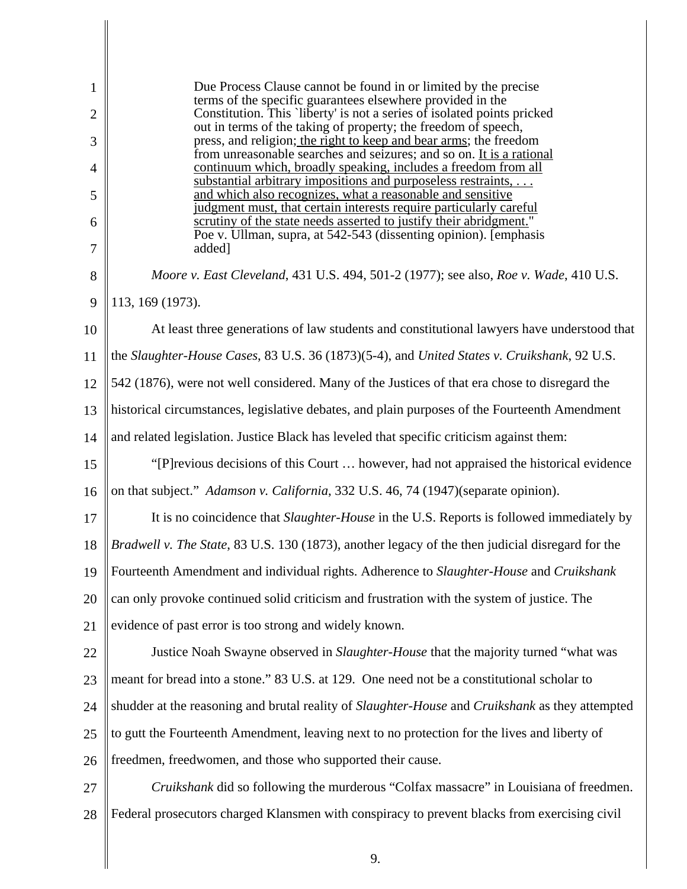> Due Process Clause cannot be found in or limited by the precise terms of the specific guarantees elsewhere provided in the Constitution. This `liberty' is not a series of isolated points pricked out in terms of the taking of property; the freedom of speech, press, and religion; <u>the right to keep and bear arms</u>; the freedom from unreasonable searches and seizures; and so on. <u>It is a rational continuum which, broadly speaking, includes a freedom from all substantial arbitrary impositions and purposeless restraints, . . . and which also recognizes, what a reasonable and sensitive judgment must, that certain interests require particularly careful scrutiny of the state needs asserted to justify their abridgment.</u>" Poe v. Ullman, supra, at 542-543 (dissenting opinion). [emphasis added]

*Moore v. East Cleveland*, 431 U.S. 494, 501-2 (1977); see also, *Roe v. Wade*, 410 U.S. 113, 169 (1973).

At least three generations of law students and constitutional lawyers have understood that the *Slaughter-House Cases*, 83 U.S. 36 (1873)(5-4), and *United States v. Cruikshank*, 92 U.S. 542 (1876), were not well considered. Many of the Justices of that era chose to disregard the historical circumstances, legislative debates, and plain purposes of the Fourteenth Amendment and related legislation. Justice Black has leveled that specific criticism against them:

"[P]revious decisions of this Court … however, had not appraised the historical evidence on that subject." *Adamson v. California*, 332 U.S. 46, 74 (1947)(separate opinion).

It is no coincidence that *Slaughter-House* in the U.S. Reports is followed immediately by *Bradwell v. The State*, 83 U.S. 130 (1873), another legacy of the then judicial disregard for the Fourteenth Amendment and individual rights. Adherence to *Slaughter-House* and *Cruikshank* can only provoke continued solid criticism and frustration with the system of justice. The evidence of past error is too strong and widely known.

Justice Noah Swayne observed in *Slaughter-House* that the majority turned "what was meant for bread into a stone." 83 U.S. at 129. One need not be a constitutional scholar to shudder at the reasoning and brutal reality of *Slaughter-House* and *Cruikshank* as they attempted to gutt the Fourteenth Amendment, leaving next to no protection for the lives and liberty of freedmen, freedwomen, and those who supported their cause.

*Cruikshank* did so following the murderous "Colfax massacre" in Louisiana of freedmen. Federal prosecutors charged Klansmen with conspiracy to prevent blacks from exercising civil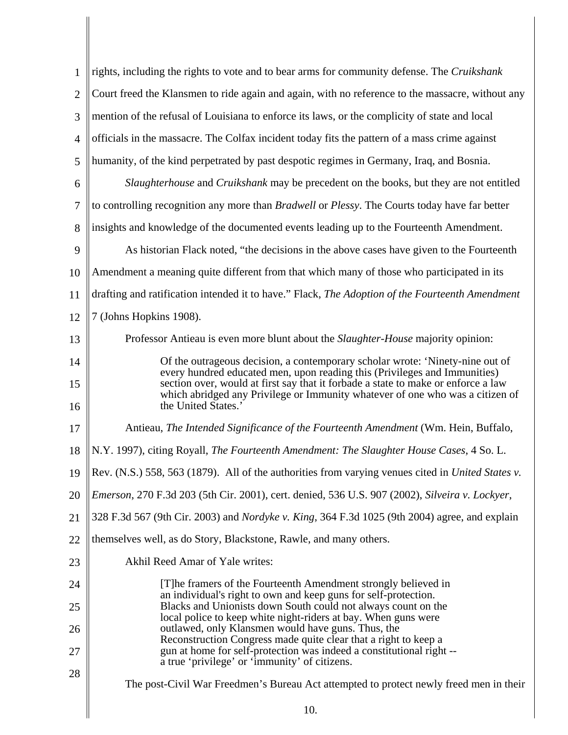rights, including the rights to vote and to bear arms for community defense. The *Cruikshank* Court freed the Klansmen to ride again and again, with no reference to the massacre, without any mention of the refusal of Louisiana to enforce its laws, or the complicity of state and local officials in the massacre. The Colfax incident today fits the pattern of a mass crime against humanity, of the kind perpetrated by past despotic regimes in Germany, Iraq, and Bosnia.

*Slaughterhouse* and *Cruikshank* may be precedent on the books, but they are not entitled to controlling recognition any more than *Bradwell* or *Plessy*. The Courts today have far better insights and knowledge of the documented events leading up to the Fourteenth Amendment.

As historian Flack noted, "the decisions in the above cases have given to the Fourteenth Amendment a meaning quite different from that which many of those who participated in its drafting and ratification intended it to have." Flack, *The Adoption of the Fourteenth Amendment* 7 (Johns Hopkins 1908).

Professor Antieau is even more blunt about the *Slaughter-House* majority opinion:

> Of the outrageous decision, a contemporary scholar wrote: 'Ninety-nine out of every hundred educated men, upon reading this (Privileges and Immunities) section over, would at first say that it forbade a state to make or enforce a law which abridged any Privilege or Immunity whatever of one who was a citizen of the United States.'

Antieau, *The Intended Significance of the Fourteenth Amendment* (Wm. Hein, Buffalo, N.Y. 1997), citing Royall, *The Fourteenth Amendment: The Slaughter House Cases*, 4 So. L. Rev. (N.S.) 558, 563 (1879). All of the authorities from varying venues cited in *United States v. Emerson*, 270 F.3d 203 (5th Cir. 2001), cert. denied, 536 U.S. 907 (2002), *Silveira v. Lockyer*, 328 F.3d 567 (9th Cir. 2003) and *Nordyke v. King*, 364 F.3d 1025 (9th 2004) agree, and explain themselves well, as do Story, Blackstone, Rawle, and many others.

Akhil Reed Amar of Yale writes:

> [T]he framers of the Fourteenth Amendment strongly believed in an individual's right to own and keep guns for self-protection. Blacks and Unionists down South could not always count on the local police to keep white night-riders at bay. When guns were outlawed, only Klansmen would have guns. Thus, the Reconstruction Congress made quite clear that a right to keep a gun at home for self-protection was indeed a constitutional right -- a true 'privilege' or 'immunity' of citizens.

The post-Civil War Freedmen's Bureau Act attempted to protect newly freed men in their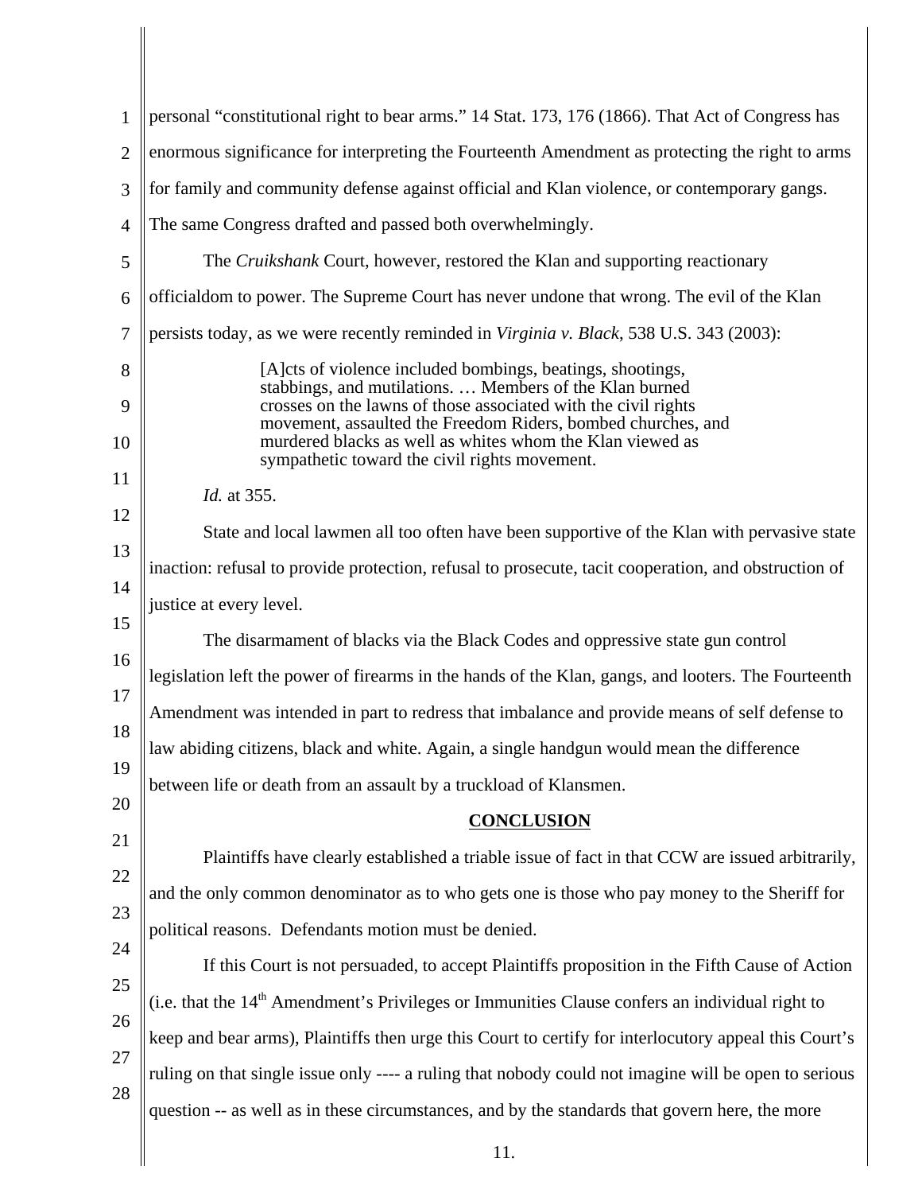personal "constitutional right to bear arms." 14 Stat. 173, 176 (1866). That Act of Congress has enormous significance for interpreting the Fourteenth Amendment as protecting the right to arms for family and community defense against official and Klan violence, or contemporary gangs. The same Congress drafted and passed both overwhelmingly.

The *Cruikshank* Court, however, restored the Klan and supporting reactionary officialdom to power. The Supreme Court has never undone that wrong. The evil of the Klan persists today, as we were recently reminded in *Virginia v. Black*, 538 U.S. 343 (2003):

> [A]cts of violence included bombings, beatings, shootings, stabbings, and mutilations. … Members of the Klan burned crosses on the lawns of those associated with the civil rights movement, assaulted the Freedom Riders, bombed churches, and murdered blacks as well as whites whom the Klan viewed as sympathetic toward the civil rights movement.

*Id.* at 355.

State and local lawmen all too often have been supportive of the Klan with pervasive state inaction: refusal to provide protection, refusal to prosecute, tacit cooperation, and obstruction of justice at every level.

The disarmament of blacks via the Black Codes and oppressive state gun control legislation left the power of firearms in the hands of the Klan, gangs, and looters. The Fourteenth Amendment was intended in part to redress that imbalance and provide means of self defense to law abiding citizens, black and white. Again, a single handgun would mean the difference between life or death from an assault by a truckload of Klansmen.

## CONCLUSION

Plaintiffs have clearly established a triable issue of fact in that CCW are issued arbitrarily, and the only common denominator as to who gets one is those who pay money to the Sheriff for political reasons. Defendants motion must be denied.

If this Court is not persuaded, to accept Plaintiffs proposition in the Fifth Cause of Action (i.e. that the 14th Amendment's Privileges or Immunities Clause confers an individual right to keep and bear arms), Plaintiffs then urge this Court to certify for interlocutory appeal this Court's ruling on that single issue only ---- a ruling that nobody could not imagine will be open to serious question -- as well as in these circumstances, and by the standards that govern here, the more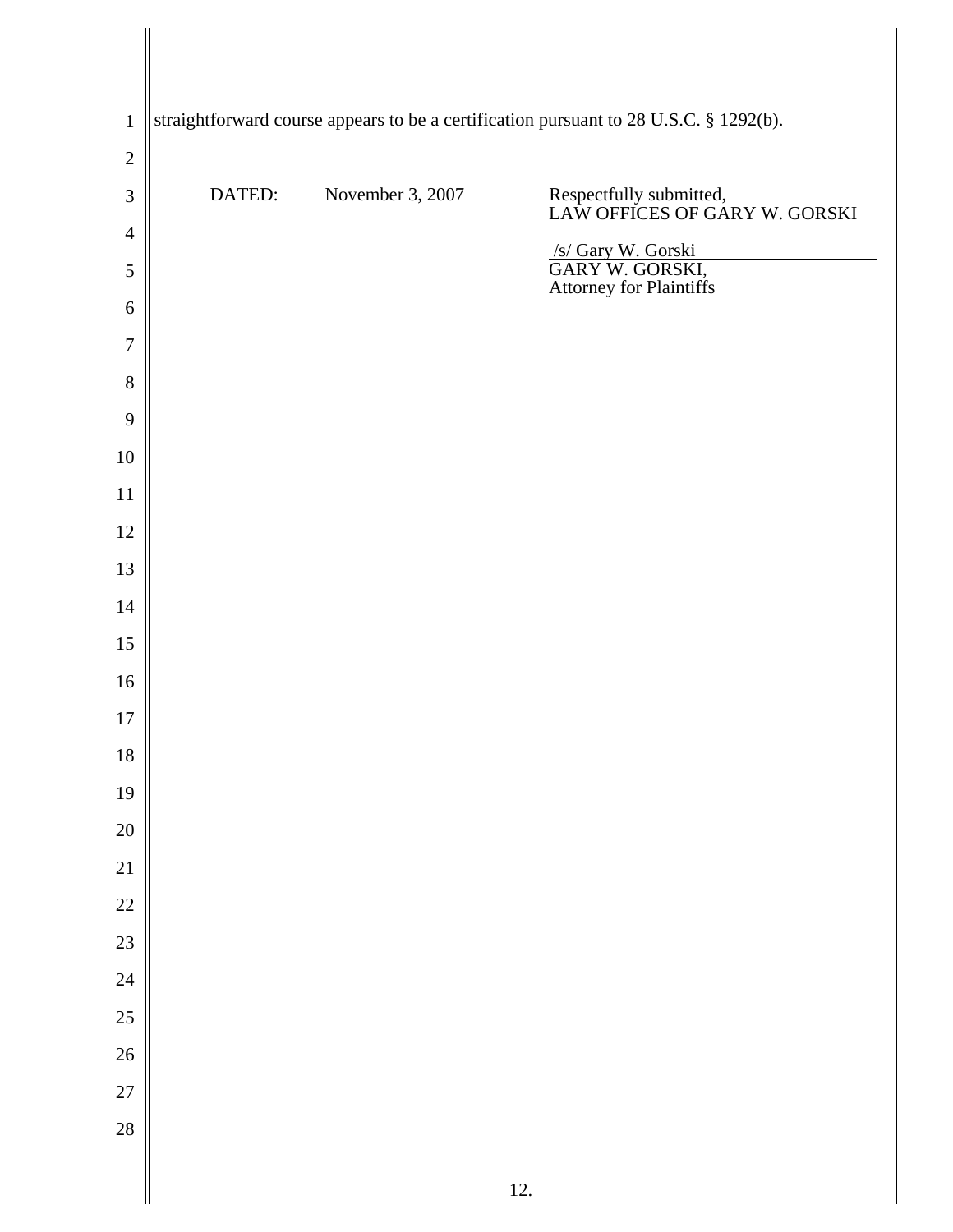straightforward course appears to be a certification pursuant to 28 U.S.C. § 1292(b).

DATED: November 3, 2007

Respectfully submitted,
LAW OFFICES OF GARY W. GORSKI

/s/ Gary W. Gorski
GARY W. GORSKI,
Attorney for Plaintiffs